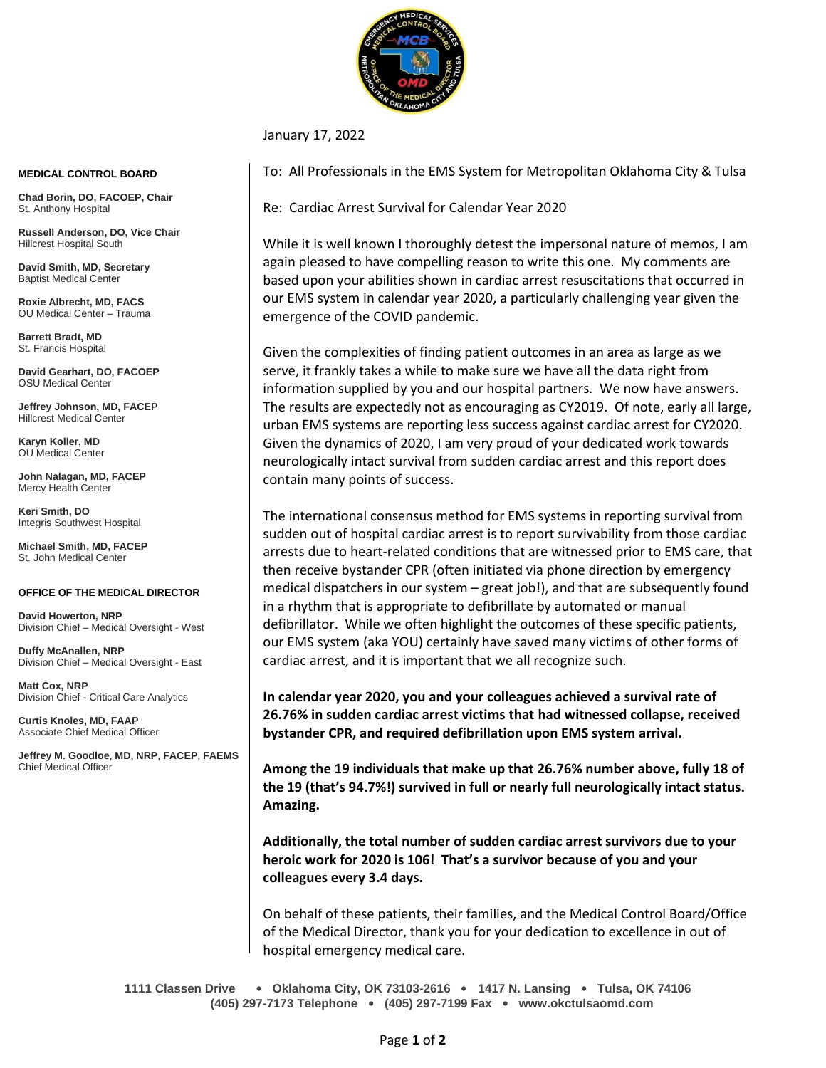January 17, 2022

**MEDICAL CONTROL BOARD**

**Chad Borin, DO, FACOEP, Chair**
St. Anthony Hospital

**Russell Anderson, DO, Vice Chair**
Hillcrest Hospital South

**David Smith, MD, Secretary**
Baptist Medical Center

**Roxie Albrecht, MD, FACS**
OU Medical Center – Trauma

**Barrett Bradt, MD**
St. Francis Hospital

**David Gearhart, DO, FACOEP**
OSU Medical Center

**Jeffrey Johnson, MD, FACEP**
Hillcrest Medical Center

**Karyn Koller, MD**
OU Medical Center

**John Nalagan, MD, FACEP**
Mercy Health Center

**Keri Smith, DO**
Integris Southwest Hospital

**Michael Smith, MD, FACEP**
St. John Medical Center

**OFFICE OF THE MEDICAL DIRECTOR**

**David Howerton, NRP**
Division Chief – Medical Oversight - West

**Duffy McAnallen, NRP**
Division Chief – Medical Oversight - East

**Matt Cox, NRP**
Division Chief - Critical Care Analytics

**Curtis Knoles, MD, FAAP**
Associate Chief Medical Officer

**Jeffrey M. Goodloe, MD, NRP, FACEP, FAEMS**
Chief Medical Officer

To: All Professionals in the EMS System for Metropolitan Oklahoma City & Tulsa

Re: Cardiac Arrest Survival for Calendar Year 2020

While it is well known I thoroughly detest the impersonal nature of memos, I am again pleased to have compelling reason to write this one. My comments are based upon your abilities shown in cardiac arrest resuscitations that occurred in our EMS system in calendar year 2020, a particularly challenging year given the emergence of the COVID pandemic.

Given the complexities of finding patient outcomes in an area as large as we serve, it frankly takes a while to make sure we have all the data right from information supplied by you and our hospital partners. We now have answers. The results are expectedly not as encouraging as CY2019. Of note, early all large, urban EMS systems are reporting less success against cardiac arrest for CY2020. Given the dynamics of 2020, I am very proud of your dedicated work towards neurologically intact survival from sudden cardiac arrest and this report does contain many points of success.

The international consensus method for EMS systems in reporting survival from sudden out of hospital cardiac arrest is to report survivability from those cardiac arrests due to heart-related conditions that are witnessed prior to EMS care, that then receive bystander CPR (often initiated via phone direction by emergency medical dispatchers in our system – great job!), and that are subsequently found in a rhythm that is appropriate to defibrillate by automated or manual defibrillator. While we often highlight the outcomes of these specific patients, our EMS system (aka YOU) certainly have saved many victims of other forms of cardiac arrest, and it is important that we all recognize such.

**In calendar year 2020, you and your colleagues achieved a survival rate of 26.76% in sudden cardiac arrest victims that had witnessed collapse, received bystander CPR, and required defibrillation upon EMS system arrival.**

**Among the 19 individuals that make up that 26.76% number above, fully 18 of the 19 (that's 94.7%!) survived in full or nearly full neurologically intact status. Amazing.**

**Additionally, the total number of sudden cardiac arrest survivors due to your heroic work for 2020 is 106! That's a survivor because of you and your colleagues every 3.4 days.**

On behalf of these patients, their families, and the Medical Control Board/Office of the Medical Director, thank you for your dedication to excellence in out of hospital emergency medical care.

**1111 Classen Drive • Oklahoma City, OK 73103-2616 • 1417 N. Lansing • Tulsa, OK 74106**
**(405) 297-7173 Telephone • (405) 297-7199 Fax • www.okctulsaomd.com**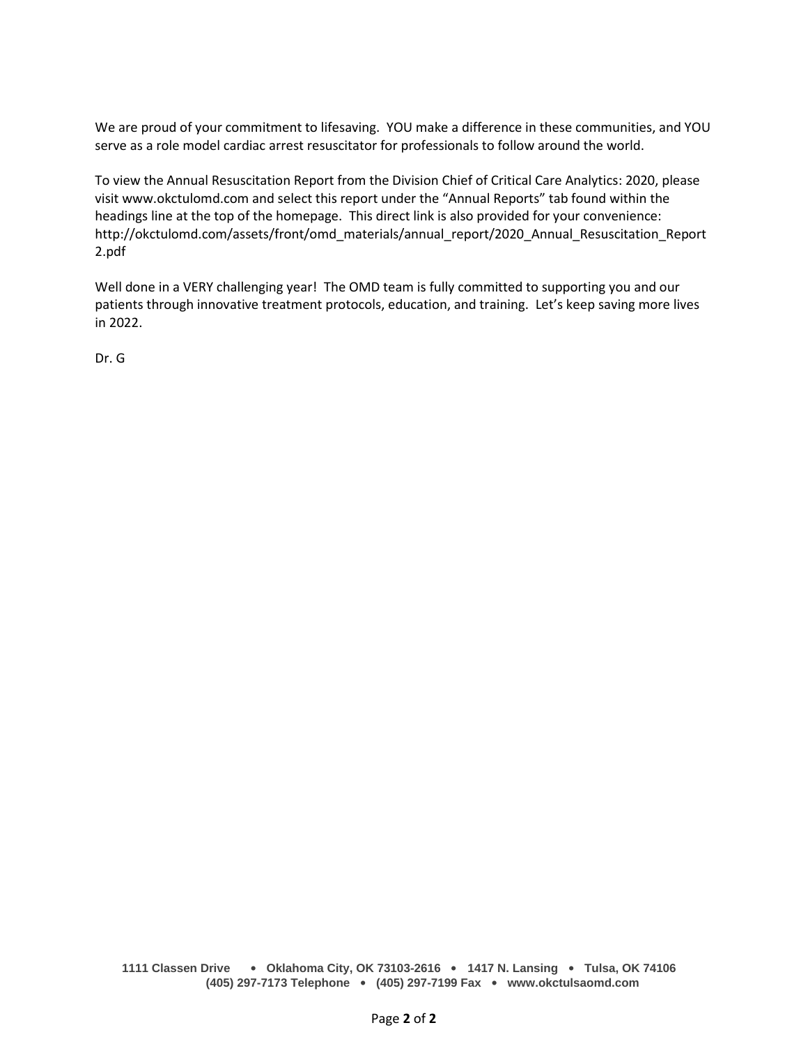We are proud of your commitment to lifesaving.  YOU make a difference in these communities, and YOU serve as a role model cardiac arrest resuscitator for professionals to follow around the world.

To view the Annual Resuscitation Report from the Division Chief of Critical Care Analytics: 2020, please visit www.okctulomd.com and select this report under the "Annual Reports" tab found within the headings line at the top of the homepage.  This direct link is also provided for your convenience: http://okctulomd.com/assets/front/omd_materials/annual_report/2020_Annual_Resuscitation_Report2.pdf

Well done in a VERY challenging year!  The OMD team is fully committed to supporting you and our patients through innovative treatment protocols, education, and training.  Let's keep saving more lives in 2022.

Dr. G

**1111 Classen Drive • Oklahoma City, OK 73103-2616 • 1417 N. Lansing • Tulsa, OK 74106**
**(405) 297-7173 Telephone • (405) 297-7199 Fax • www.okctulsaomd.com**